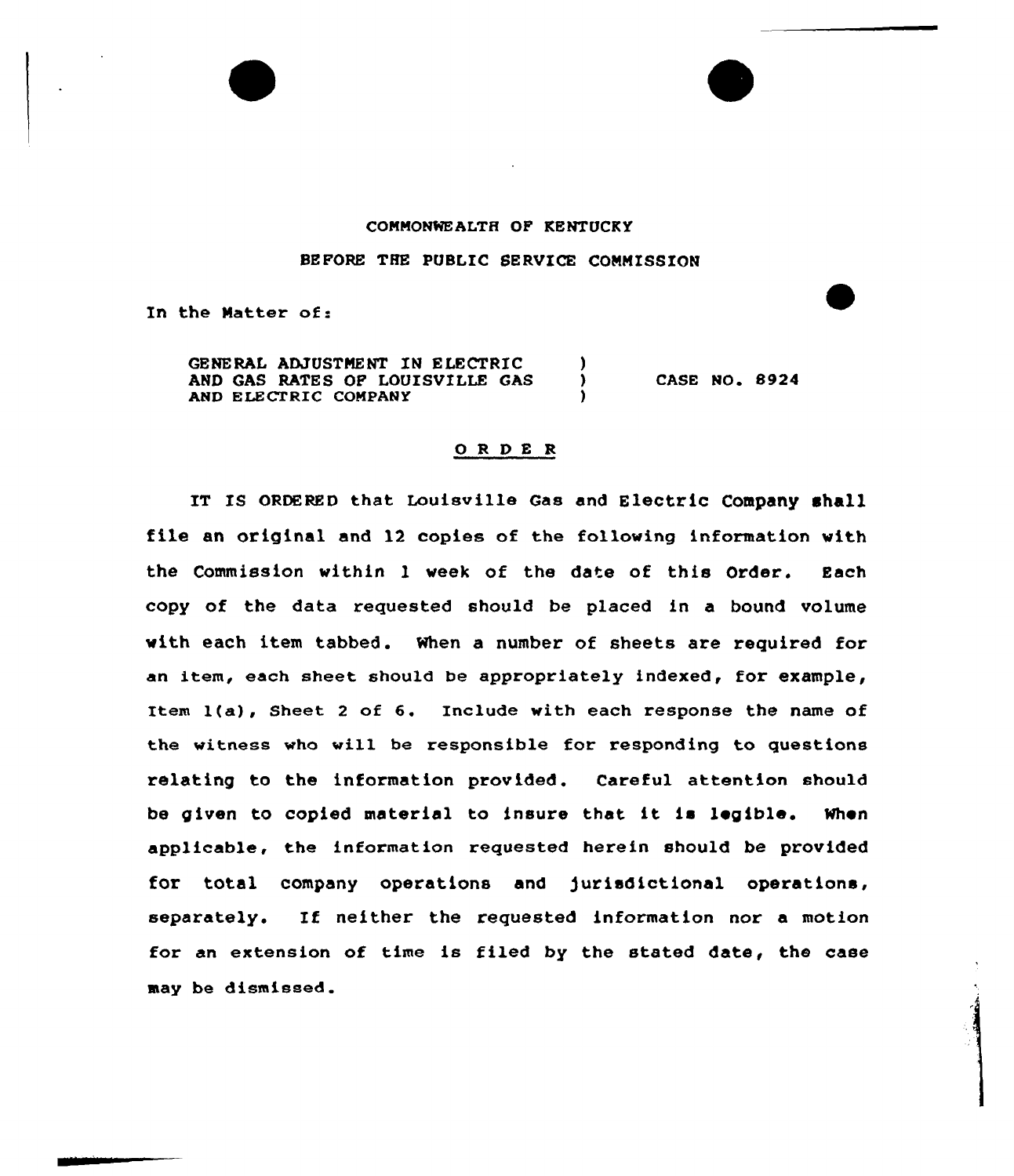COMMONWEALTH OF KENTUCKY

BEFORE THE PUBLIC SERVICE COMMISSION

In the Matter of:

| | | |
|---|---|---|
| GENERAL ADJUSTMENT IN ELECTRIC AND GAS RATES OF LOUISVILLE GAS AND ELECTRIC COMPANY | ) ) ) | CASE NO. 8924 |

## O R D E R

IT IS ORDERED that Louisville Gas and Electric Company shall file an original and 12 copies of the following information with the Commission within 1 week of the date of this Order. Each copy of the data requested should be placed in a bound volume with each item tabbed. When a number of sheets are required for an item, each sheet should be appropriately indexed, for example, Item 1(a), Sheet 2 of 6. Include with each response the name of the witness who will be responsible for responding to questions relating to the information provided. Careful attention should be given to copied material to insure that it is legible. When applicable, the information requested herein should be provided for total company operations and jurisdictional operations, separately. If neither the requested information nor a motion for an extension of time is filed by the stated date, the case may be dismissed.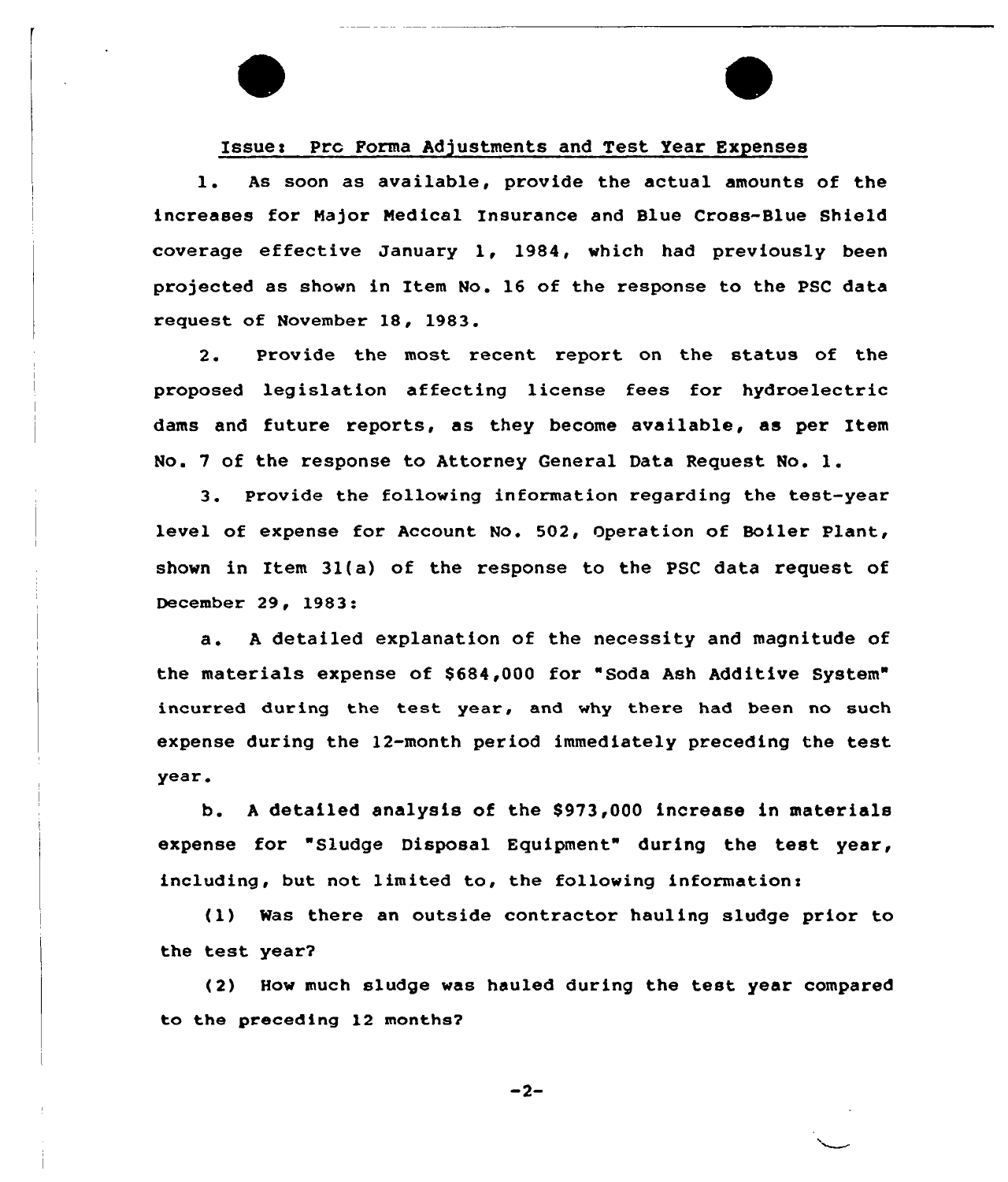Issue: Prc Forma Adjustments and Test Year Expenses

1. As soon as available, provide the actual amounts of the increases for Major Medical Insurance and Blue Cross-Blue Shield coverage effective January 1, 1984, which had previously been projected as shown in Item No. 16 of the response to the PSC data request of November 18, 1983.

2. Provide the most recent report on the status of the proposed legislation affecting license fees for hydroelectric dams and future reports, as they become available, as per Item No. 7 of the response to Attorney General Data Request No. 1.

3. Provide the following information regarding the test-year level of expense for Account No. 502, Operation of Boiler Plant, shown in Item 31(a) of the response to the PSC data request of December 29, 1983:

a. A detailed explanation of the necessity and magnitude of the materials expense of $684,000 for "Soda Ash Additive System" incurred during the test year, and why there had been no such expense during the 12-month period immediately preceding the test year.

b. A detailed analysis of the $973,000 increase in materials expense for "Sludge Disposal Equipment" during the test year, including, but not limited to, the following information:

(1) Was there an outside contractor hauling sludge prior to the test year?

(2) How much sludge was hauled during the test year compared to the preceding 12 months?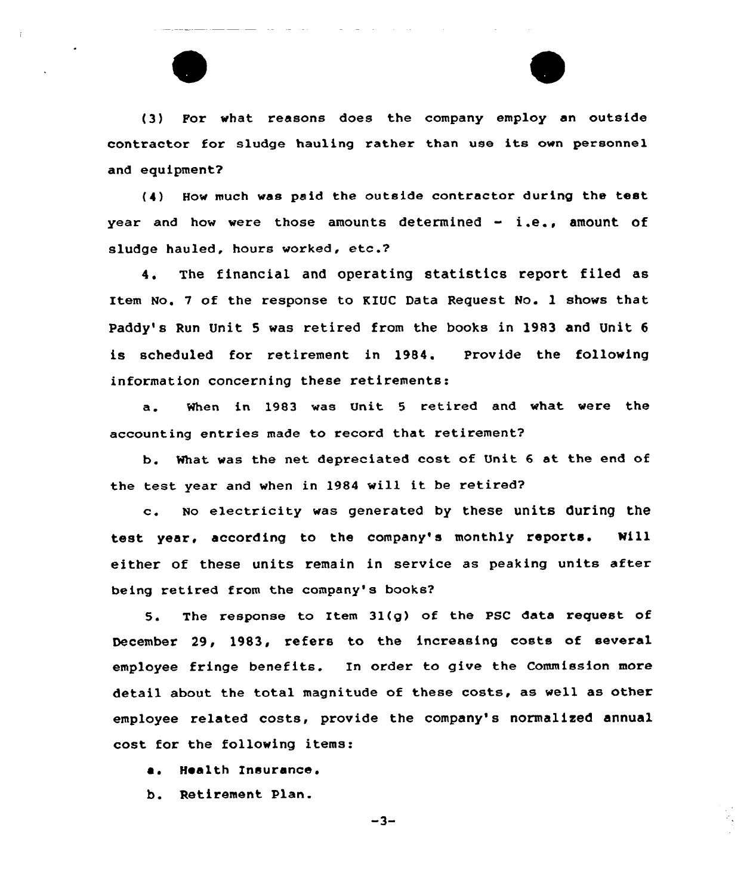(3) For what reasons does the company employ an outside contractor for sludge hauling rather than use its own personnel and equipment?

(4) How much was paid the outside contractor during the test year and how were those amounts determined - i.e., amount of sludge hauled, hours worked, etc.?

4. The financial and operating statistics report filed as Item No. 7 of the response to KIUC Data Request No. 1 shows that Paddy's Run Unit 5 was retired from the books in 1983 and Unit 6 is scheduled for retirement in 1984. Provide the following information concerning these retirements:

a. When in 1983 was Unit 5 retired and what were the accounting entries made to record that retirement?

b. What was the net depreciated cost of Unit 6 at the end of the test year and when in 1984 will it be retired?

c. No electricity was generated by these units during the test year, according to the company's monthly reports. Will either of these units remain in service as peaking units after being retired from the company's books?

5. The response to Item 31(g) of the PSC data request of December 29, 1983, refers to the increasing costs of several employee fringe benefits. In order to give the Commission more detail about the total magnitude of these costs, as well as other employee related costs, provide the company's normalized annual cost for the following items:

a. Health Insurance.

b. Retirement Plan.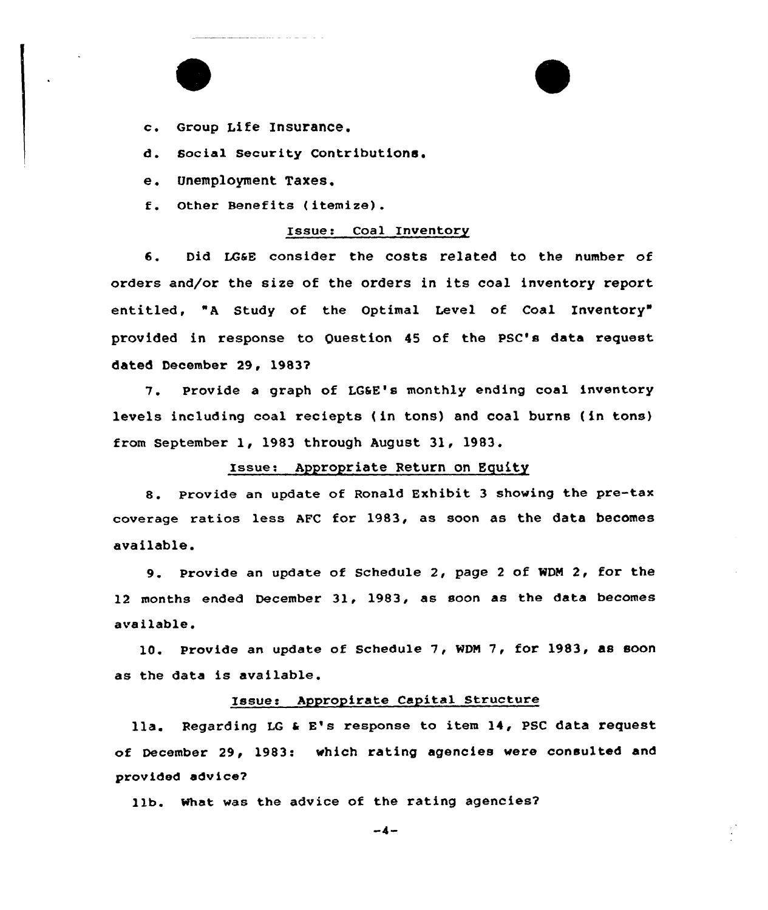c. Group Life Insurance.

d. Social Security Contributions.

e. Unemployment Taxes.

f. Other Benefits (itemize).

Issue: Coal Inventory

6. Did LG&E consider the costs related to the number of orders and/or the size of the orders in its coal inventory report entitled, "A Study of the Optimal Level of Coal Inventory" provided in response to Question 45 of the PSC's data request dated December 29, 1983?

7. Provide a graph of LG&E's monthly ending coal inventory levels including coal reciepts (in tons) and coal burns (in tons) from September 1, 1983 through August 31, 1983.

Issue: Appropriate Return on Equity

8. Provide an update of Ronald Exhibit 3 showing the pre-tax coverage ratios less AFC for 1983, as soon as the data becomes available.

9. Provide an update of Schedule 2, page 2 of WDM 2, for the 12 months ended December 31, 1983, as soon as the data becomes available.

10. Provide an update of Schedule 7, WDM 7, for 1983, as soon as the data is available.

Issue: Appropirate Capital Structure

11a. Regarding LG & E's response to item 14, PSC data request of December 29, 1983: which rating agencies were consulted and provided advice?

11b. What was the advice of the rating agencies?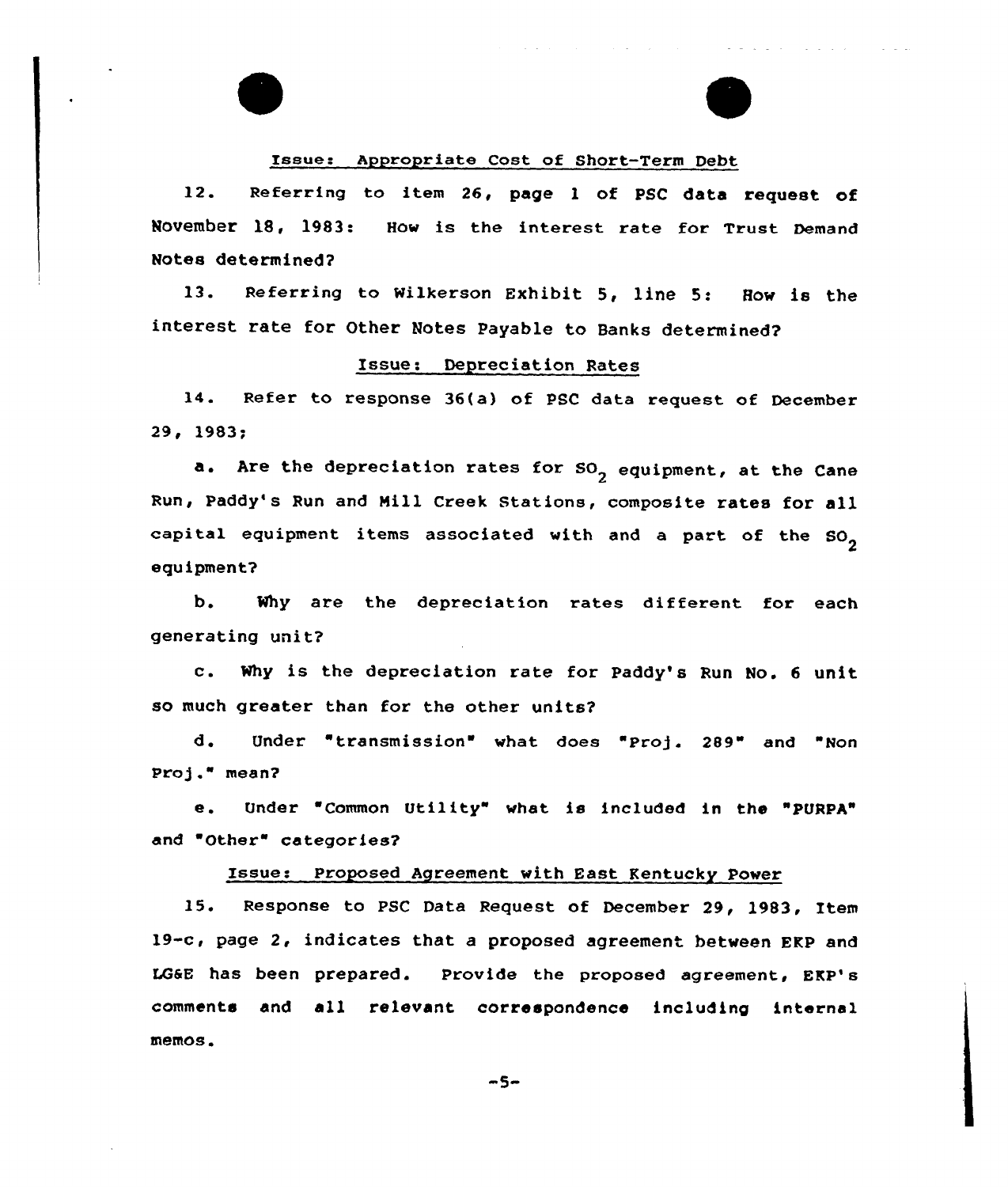Issue: Appropriate Cost of Short-Term Debt

12. Referring to item 26, page 1 of PSC data request of November 18, 1983: How is the interest rate for Trust Demand Notes determined?

13. Referring to Wilkerson Exhibit 5, line 5: How is the interest rate for Other Notes Payable to Banks determined?

Issue: Depreciation Rates

14. Refer to response 36(a) of PSC data request of December 29, 1983;

a. Are the depreciation rates for $SO_2$ equipment, at the Cane Run, Paddy's Run and Mill Creek Stations, composite rates for all capital equipment items associated with and a part of the $SO_2$ equipment?

b. Why are the depreciation rates different for each generating unit?

c. Why is the depreciation rate for Paddy's Run No. 6 unit so much greater than for the other units?

d. Under "transmission" what does "Proj. 289" and "Non Proj." mean?

e. Under "Common Utility" what is included in the "PURPA" and "Other" categories?

Issue: Proposed Agreement with East Kentucky Power

15. Response to PSC Data Request of December 29, 1983, Item 19-c, page 2, indicates that a proposed agreement between EKP and LG&E has been prepared. Provide the proposed agreement, EKP's comments and all relevant correspondence including internal memos.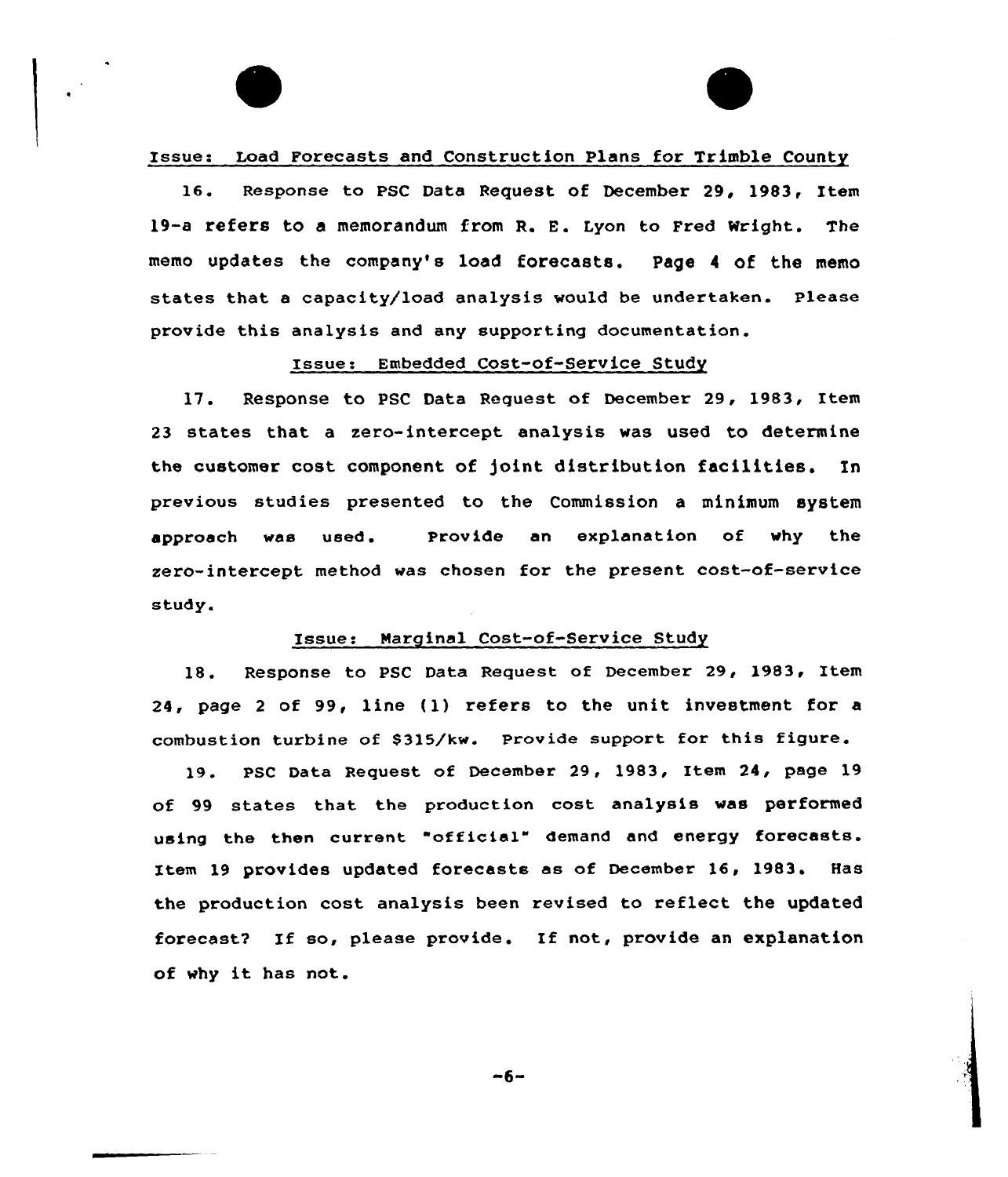Issue: Load Forecasts and Construction Plans for Trimble County

16. Response to PSC Data Request of December 29, 1983, Item 19-a refers to a memorandum from R. E. Lyon to Fred Wright. The memo updates the company's load forecasts. Page 4 of the memo states that a capacity/load analysis would be undertaken. Please provide this analysis and any supporting documentation.

Issue: Embedded Cost-of-Service Study

17. Response to PSC Data Request of December 29, 1983, Item 23 states that a zero-intercept analysis was used to determine the customer cost component of joint distribution facilities. In previous studies presented to the Commission a minimum system approach was used. Provide an explanation of why the zero-intercept method was chosen for the present cost-of-service study.

Issue: Marginal Cost-of-Service Study

18. Response to PSC Data Request of December 29, 1983, Item 24, page 2 of 99, line (1) refers to the unit investment for a combustion turbine of $315/kw. Provide support for this figure.

19. PSC Data Request of December 29, 1983, Item 24, page 19 of 99 states that the production cost analysis was performed using the then current "official" demand and energy forecasts. Item 19 provides updated forecasts as of December 16, 1983. Has the production cost analysis been revised to reflect the updated forecast? If so, please provide. If not, provide an explanation of why it has not.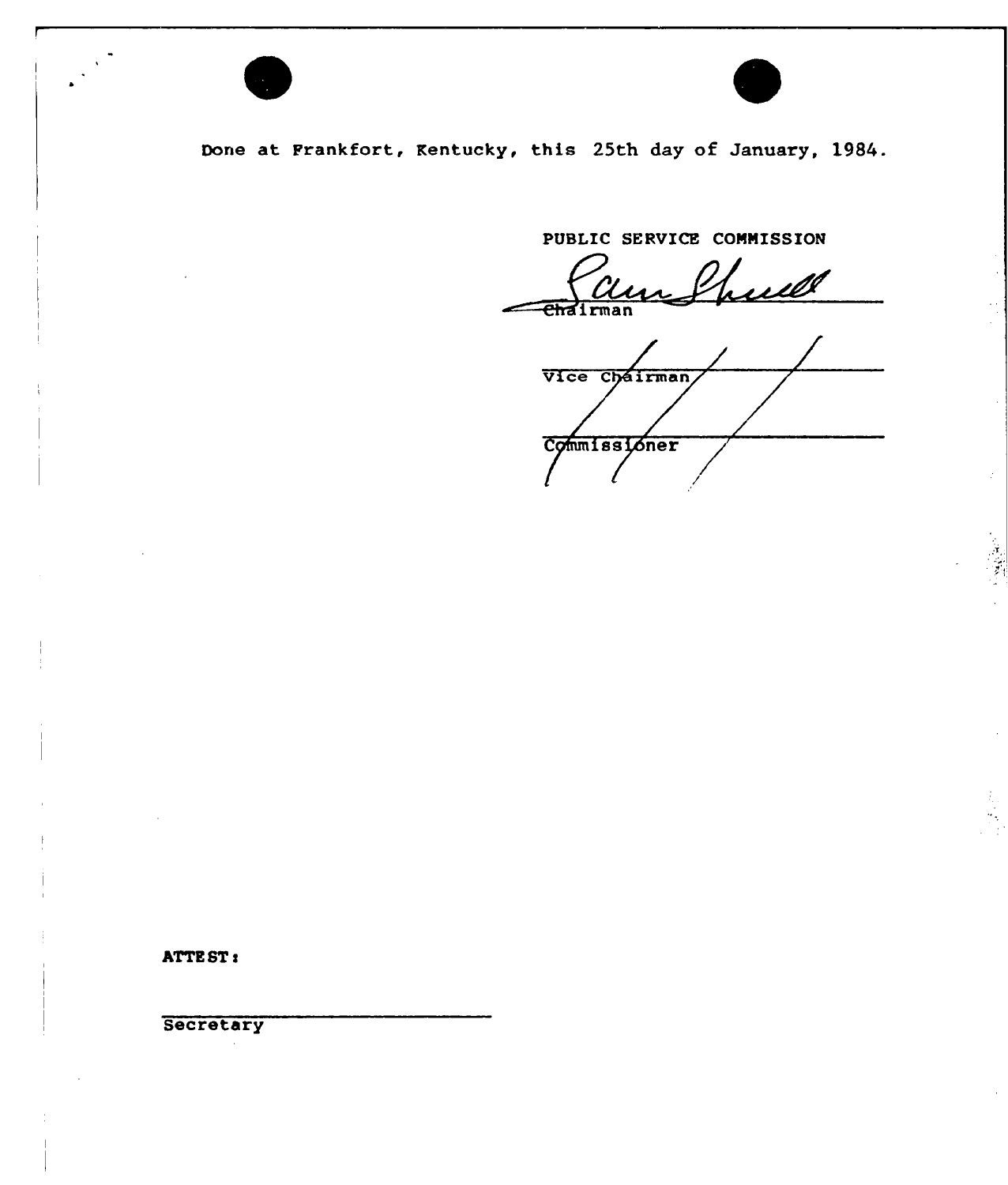Done at Frankfort, Kentucky, this 25th day of January, 1984.

PUBLIC SERVICE COMMISSION

Chairman

Vice Chairman

Commissioner

ATTEST:

Secretary